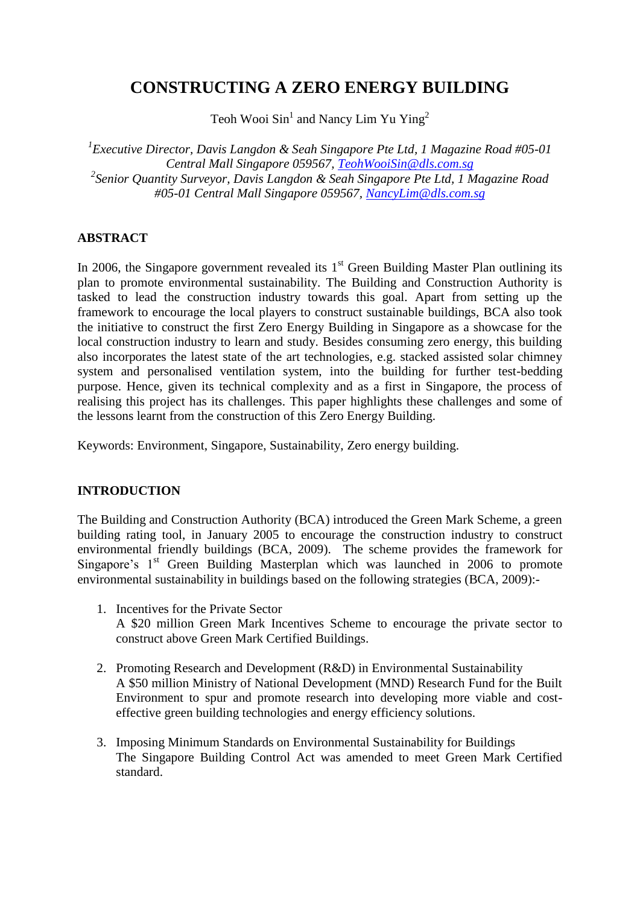# CONSTRUCTING A ZERO ENERGY BUILDING

Teoh Wooi Sin[1] and Nancy Lim Yu Ying[2]

*[1]Executive Director, Davis Langdon & Seah Singapore Pte Ltd, 1 Magazine Road #05-01 Central Mall Singapore 059567, TeohWooiSin@dls.com.sg*
*[2]Senior Quantity Surveyor, Davis Langdon & Seah Singapore Pte Ltd, 1 Magazine Road #05-01 Central Mall Singapore 059567, NancyLim@dls.com.sg*

## ABSTRACT

In 2006, the Singapore government revealed its 1st Green Building Master Plan outlining its plan to promote environmental sustainability. The Building and Construction Authority is tasked to lead the construction industry towards this goal. Apart from setting up the framework to encourage the local players to construct sustainable buildings, BCA also took the initiative to construct the first Zero Energy Building in Singapore as a showcase for the local construction industry to learn and study. Besides consuming zero energy, this building also incorporates the latest state of the art technologies, e.g. stacked assisted solar chimney system and personalised ventilation system, into the building for further test-bedding purpose. Hence, given its technical complexity and as a first in Singapore, the process of realising this project has its challenges. This paper highlights these challenges and some of the lessons learnt from the construction of this Zero Energy Building.

Keywords: Environment, Singapore, Sustainability, Zero energy building.

## INTRODUCTION

The Building and Construction Authority (BCA) introduced the Green Mark Scheme, a green building rating tool, in January 2005 to encourage the construction industry to construct environmental friendly buildings (BCA, 2009). The scheme provides the framework for Singapore's 1st Green Building Masterplan which was launched in 2006 to promote environmental sustainability in buildings based on the following strategies (BCA, 2009):-

1. Incentives for the Private Sector
   A $20 million Green Mark Incentives Scheme to encourage the private sector to construct above Green Mark Certified Buildings.

2. Promoting Research and Development (R&D) in Environmental Sustainability
   A $50 million Ministry of National Development (MND) Research Fund for the Built Environment to spur and promote research into developing more viable and cost-effective green building technologies and energy efficiency solutions.

3. Imposing Minimum Standards on Environmental Sustainability for Buildings
   The Singapore Building Control Act was amended to meet Green Mark Certified standard.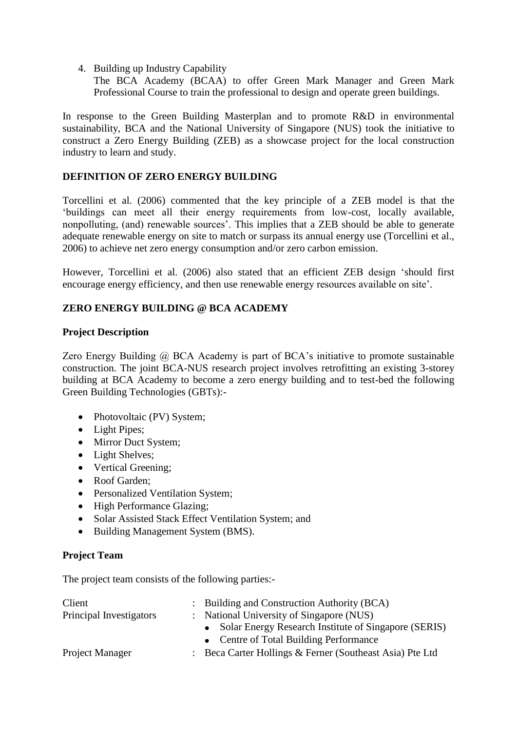4. Building up Industry Capability
   The BCA Academy (BCAA) to offer Green Mark Manager and Green Mark Professional Course to train the professional to design and operate green buildings.

In response to the Green Building Masterplan and to promote R&D in environmental sustainability, BCA and the National University of Singapore (NUS) took the initiative to construct a Zero Energy Building (ZEB) as a showcase project for the local construction industry to learn and study.

## DEFINITION OF ZERO ENERGY BUILDING

Torcellini et al. (2006) commented that the key principle of a ZEB model is that the 'buildings can meet all their energy requirements from low-cost, locally available, nonpolluting, (and) renewable sources'. This implies that a ZEB should be able to generate adequate renewable energy on site to match or surpass its annual energy use (Torcellini et al., 2006) to achieve net zero energy consumption and/or zero carbon emission.

However, Torcellini et al. (2006) also stated that an efficient ZEB design 'should first encourage energy efficiency, and then use renewable energy resources available on site'.

## ZERO ENERGY BUILDING @ BCA ACADEMY

### Project Description

Zero Energy Building @ BCA Academy is part of BCA's initiative to promote sustainable construction. The joint BCA-NUS research project involves retrofitting an existing 3-storey building at BCA Academy to become a zero energy building and to test-bed the following Green Building Technologies (GBTs):-

- Photovoltaic (PV) System;
- Light Pipes;
- Mirror Duct System;
- Light Shelves;
- Vertical Greening;
- Roof Garden;
- Personalized Ventilation System;
- High Performance Glazing;
- Solar Assisted Stack Effect Ventilation System; and
- Building Management System (BMS).

### Project Team

The project team consists of the following parties:-

| | | |
|---|---|---|
| Client | : | Building and Construction Authority (BCA) |
| Principal Investigators | : | National University of Singapore (NUS)<br>• Solar Energy Research Institute of Singapore (SERIS)<br>• Centre of Total Building Performance |
| Project Manager | : | Beca Carter Hollings & Ferner (Southeast Asia) Pte Ltd |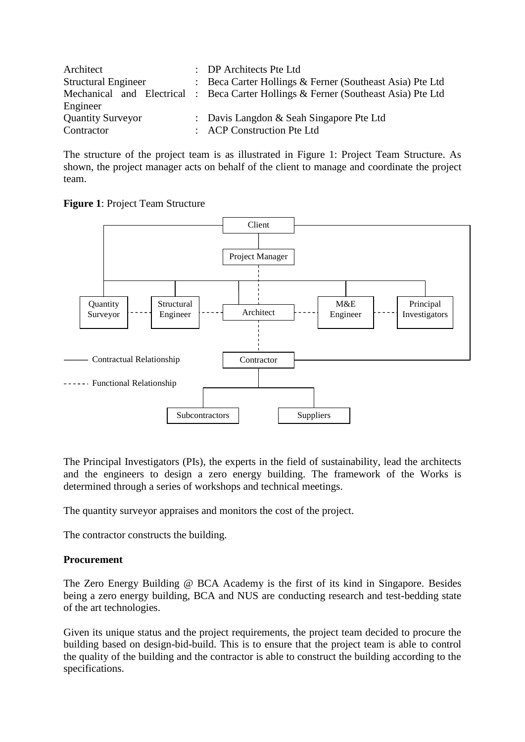| | | |
|---|---|---|
| Architect | : | DP Architects Pte Ltd |
| Structural Engineer | : | Beca Carter Hollings & Ferner (Southeast Asia) Pte Ltd |
| Mechanical and Electrical Engineer | : | Beca Carter Hollings & Ferner (Southeast Asia) Pte Ltd |
| Quantity Surveyor | : | Davis Langdon & Seah Singapore Pte Ltd |
| Contractor | : | ACP Construction Pte Ltd |

The structure of the project team is as illustrated in Figure 1: Project Team Structure. As shown, the project manager acts on behalf of the client to manage and coordinate the project team.

**Figure 1**: Project Team Structure

The Principal Investigators (PIs), the experts in the field of sustainability, lead the architects and the engineers to design a zero energy building. The framework of the Works is determined through a series of workshops and technical meetings.

The quantity surveyor appraises and monitors the cost of the project.

The contractor constructs the building.

**Procurement**

The Zero Energy Building @ BCA Academy is the first of its kind in Singapore. Besides being a zero energy building, BCA and NUS are conducting research and test-bedding state of the art technologies.

Given its unique status and the project requirements, the project team decided to procure the building based on design-bid-build. This is to ensure that the project team is able to control the quality of the building and the contractor is able to construct the building according to the specifications.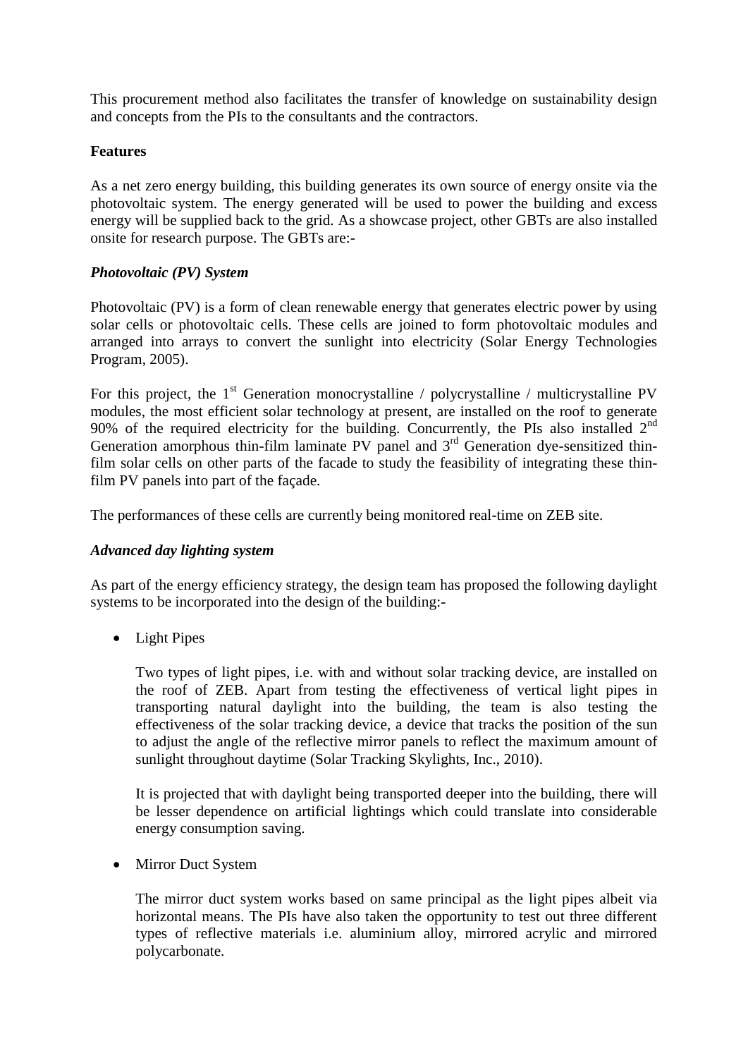This procurement method also facilitates the transfer of knowledge on sustainability design and concepts from the PIs to the consultants and the contractors.

**Features**

As a net zero energy building, this building generates its own source of energy onsite via the photovoltaic system. The energy generated will be used to power the building and excess energy will be supplied back to the grid. As a showcase project, other GBTs are also installed onsite for research purpose. The GBTs are:-

***Photovoltaic (PV) System***

Photovoltaic (PV) is a form of clean renewable energy that generates electric power by using solar cells or photovoltaic cells. These cells are joined to form photovoltaic modules and arranged into arrays to convert the sunlight into electricity (Solar Energy Technologies Program, 2005).

For this project, the 1st Generation monocrystalline / polycrystalline / multicrystalline PV modules, the most efficient solar technology at present, are installed on the roof to generate 90% of the required electricity for the building. Concurrently, the PIs also installed 2nd Generation amorphous thin-film laminate PV panel and 3rd Generation dye-sensitized thin-film solar cells on other parts of the facade to study the feasibility of integrating these thin-film PV panels into part of the façade.

The performances of these cells are currently being monitored real-time on ZEB site.

***Advanced day lighting system***

As part of the energy efficiency strategy, the design team has proposed the following daylight systems to be incorporated into the design of the building:-

- Light Pipes

  Two types of light pipes, i.e. with and without solar tracking device, are installed on the roof of ZEB. Apart from testing the effectiveness of vertical light pipes in transporting natural daylight into the building, the team is also testing the effectiveness of the solar tracking device, a device that tracks the position of the sun to adjust the angle of the reflective mirror panels to reflect the maximum amount of sunlight throughout daytime (Solar Tracking Skylights, Inc., 2010).

  It is projected that with daylight being transported deeper into the building, there will be lesser dependence on artificial lightings which could translate into considerable energy consumption saving.

- Mirror Duct System

  The mirror duct system works based on same principal as the light pipes albeit via horizontal means. The PIs have also taken the opportunity to test out three different types of reflective materials i.e. aluminium alloy, mirrored acrylic and mirrored polycarbonate.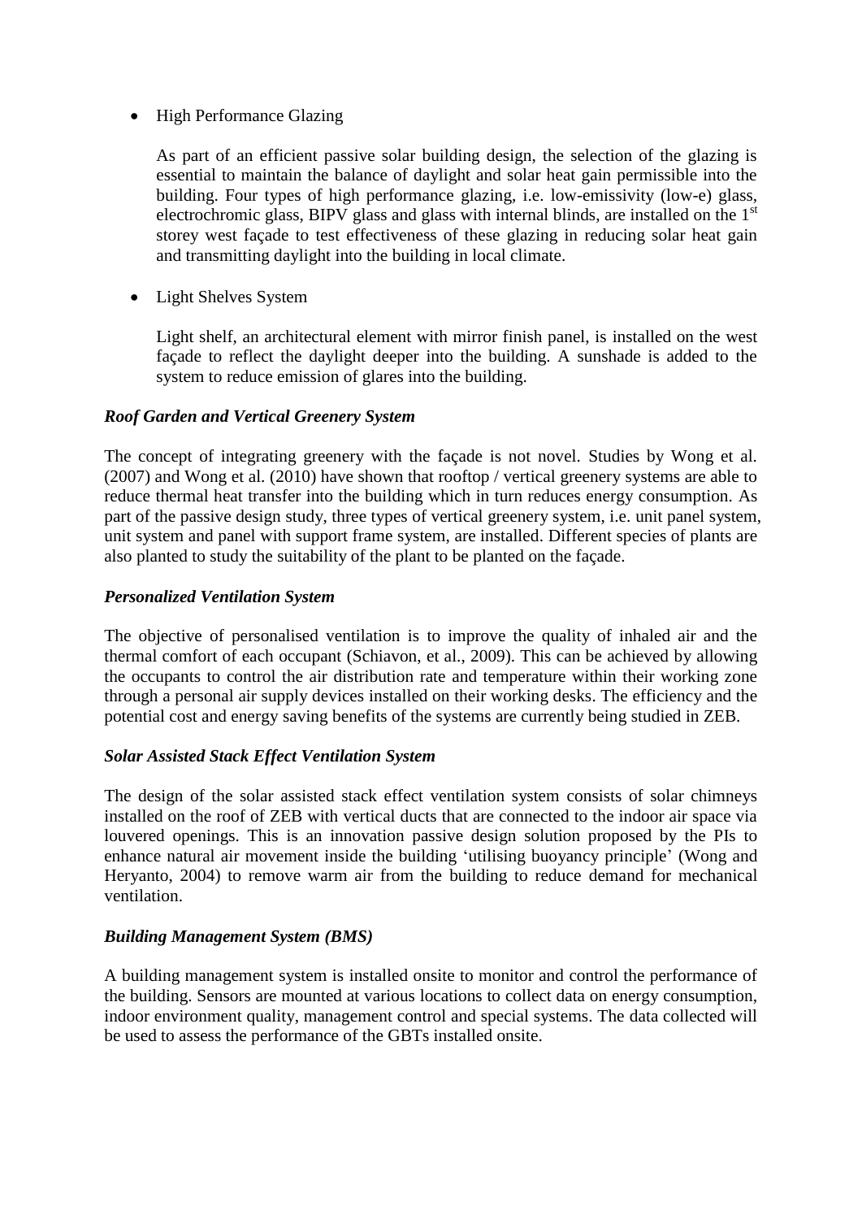- High Performance Glazing

  As part of an efficient passive solar building design, the selection of the glazing is essential to maintain the balance of daylight and solar heat gain permissible into the building. Four types of high performance glazing, i.e. low-emissivity (low-e) glass, electrochromic glass, BIPV glass and glass with internal blinds, are installed on the 1st storey west façade to test effectiveness of these glazing in reducing solar heat gain and transmitting daylight into the building in local climate.

- Light Shelves System

  Light shelf, an architectural element with mirror finish panel, is installed on the west façade to reflect the daylight deeper into the building. A sunshade is added to the system to reduce emission of glares into the building.

***Roof Garden and Vertical Greenery System***

The concept of integrating greenery with the façade is not novel. Studies by Wong et al. (2007) and Wong et al. (2010) have shown that rooftop / vertical greenery systems are able to reduce thermal heat transfer into the building which in turn reduces energy consumption. As part of the passive design study, three types of vertical greenery system, i.e. unit panel system, unit system and panel with support frame system, are installed. Different species of plants are also planted to study the suitability of the plant to be planted on the façade.

***Personalized Ventilation System***

The objective of personalised ventilation is to improve the quality of inhaled air and the thermal comfort of each occupant (Schiavon, et al., 2009). This can be achieved by allowing the occupants to control the air distribution rate and temperature within their working zone through a personal air supply devices installed on their working desks. The efficiency and the potential cost and energy saving benefits of the systems are currently being studied in ZEB.

***Solar Assisted Stack Effect Ventilation System***

The design of the solar assisted stack effect ventilation system consists of solar chimneys installed on the roof of ZEB with vertical ducts that are connected to the indoor air space via louvered openings. This is an innovation passive design solution proposed by the PIs to enhance natural air movement inside the building 'utilising buoyancy principle' (Wong and Heryanto, 2004) to remove warm air from the building to reduce demand for mechanical ventilation.

***Building Management System (BMS)***

A building management system is installed onsite to monitor and control the performance of the building. Sensors are mounted at various locations to collect data on energy consumption, indoor environment quality, management control and special systems. The data collected will be used to assess the performance of the GBTs installed onsite.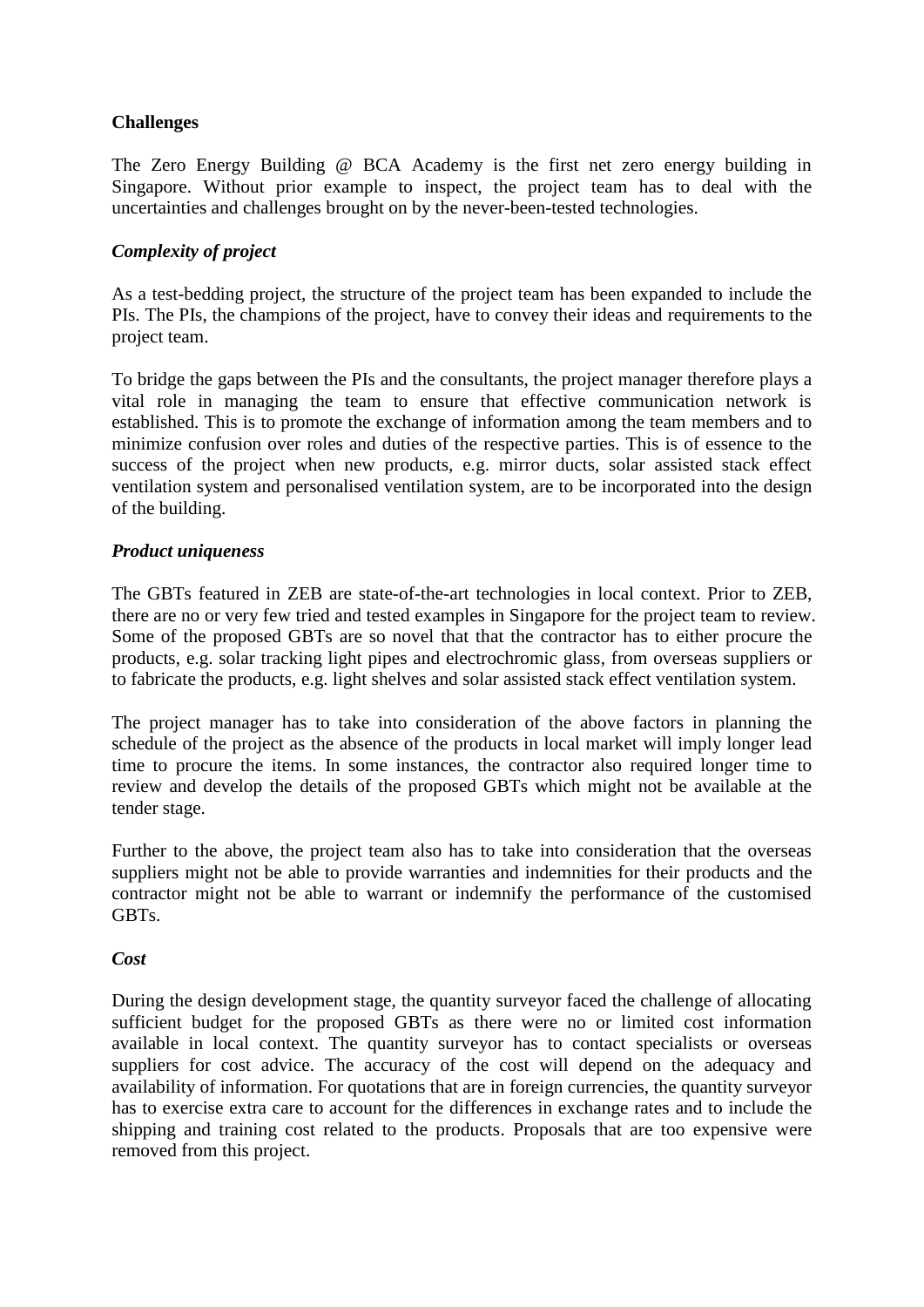**Challenges**

The Zero Energy Building @ BCA Academy is the first net zero energy building in Singapore. Without prior example to inspect, the project team has to deal with the uncertainties and challenges brought on by the never-been-tested technologies.

***Complexity of project***

As a test-bedding project, the structure of the project team has been expanded to include the PIs. The PIs, the champions of the project, have to convey their ideas and requirements to the project team.

To bridge the gaps between the PIs and the consultants, the project manager therefore plays a vital role in managing the team to ensure that effective communication network is established. This is to promote the exchange of information among the team members and to minimize confusion over roles and duties of the respective parties. This is of essence to the success of the project when new products, e.g. mirror ducts, solar assisted stack effect ventilation system and personalised ventilation system, are to be incorporated into the design of the building.

***Product uniqueness***

The GBTs featured in ZEB are state-of-the-art technologies in local context. Prior to ZEB, there are no or very few tried and tested examples in Singapore for the project team to review. Some of the proposed GBTs are so novel that that the contractor has to either procure the products, e.g. solar tracking light pipes and electrochromic glass, from overseas suppliers or to fabricate the products, e.g. light shelves and solar assisted stack effect ventilation system.

The project manager has to take into consideration of the above factors in planning the schedule of the project as the absence of the products in local market will imply longer lead time to procure the items. In some instances, the contractor also required longer time to review and develop the details of the proposed GBTs which might not be available at the tender stage.

Further to the above, the project team also has to take into consideration that the overseas suppliers might not be able to provide warranties and indemnities for their products and the contractor might not be able to warrant or indemnify the performance of the customised GBTs.

***Cost***

During the design development stage, the quantity surveyor faced the challenge of allocating sufficient budget for the proposed GBTs as there were no or limited cost information available in local context. The quantity surveyor has to contact specialists or overseas suppliers for cost advice. The accuracy of the cost will depend on the adequacy and availability of information. For quotations that are in foreign currencies, the quantity surveyor has to exercise extra care to account for the differences in exchange rates and to include the shipping and training cost related to the products. Proposals that are too expensive were removed from this project.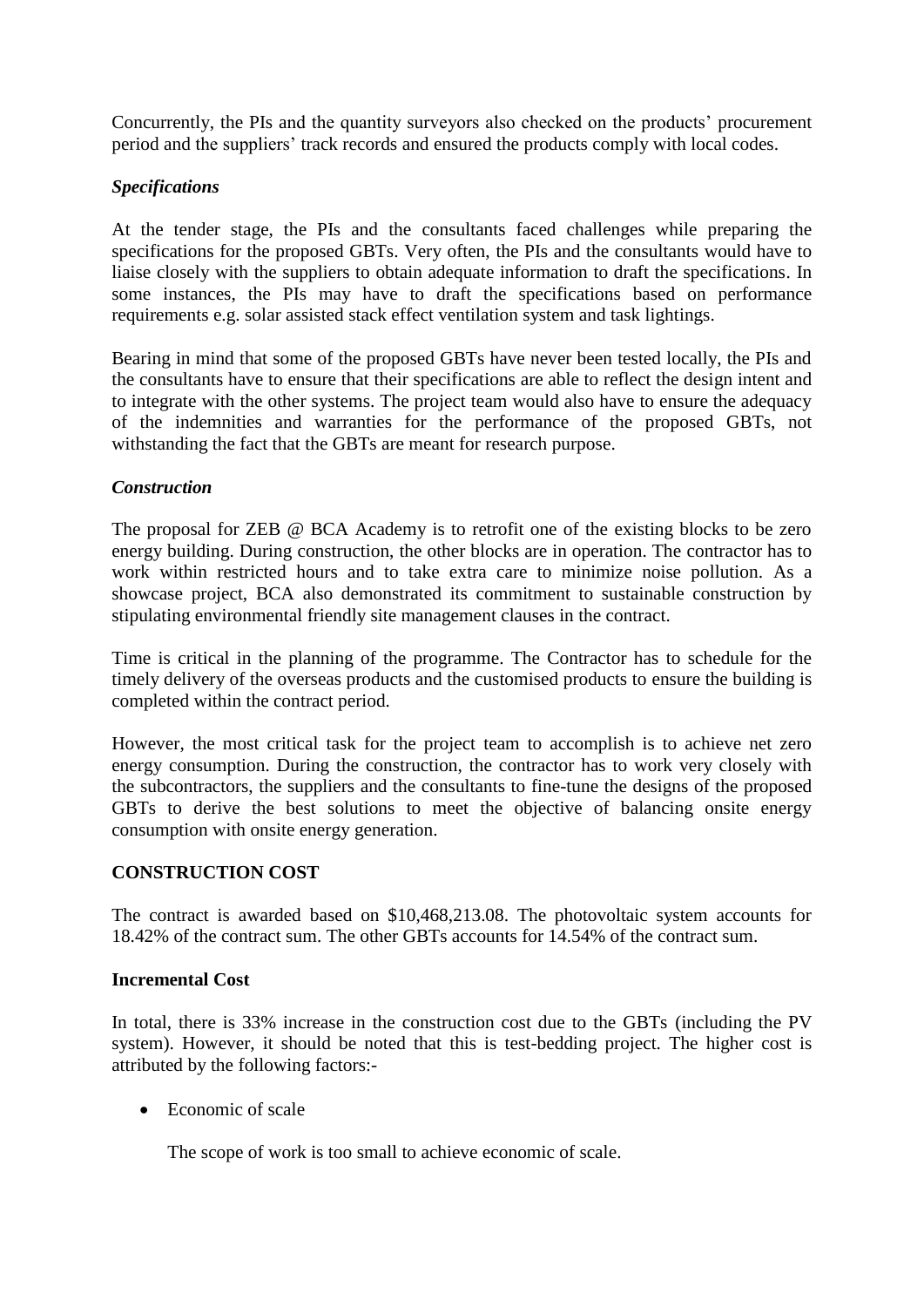Concurrently, the PIs and the quantity surveyors also checked on the products' procurement period and the suppliers' track records and ensured the products comply with local codes.

***Specifications***

At the tender stage, the PIs and the consultants faced challenges while preparing the specifications for the proposed GBTs. Very often, the PIs and the consultants would have to liaise closely with the suppliers to obtain adequate information to draft the specifications. In some instances, the PIs may have to draft the specifications based on performance requirements e.g. solar assisted stack effect ventilation system and task lightings.

Bearing in mind that some of the proposed GBTs have never been tested locally, the PIs and the consultants have to ensure that their specifications are able to reflect the design intent and to integrate with the other systems. The project team would also have to ensure the adequacy of the indemnities and warranties for the performance of the proposed GBTs, not withstanding the fact that the GBTs are meant for research purpose.

***Construction***

The proposal for ZEB @ BCA Academy is to retrofit one of the existing blocks to be zero energy building. During construction, the other blocks are in operation. The contractor has to work within restricted hours and to take extra care to minimize noise pollution. As a showcase project, BCA also demonstrated its commitment to sustainable construction by stipulating environmental friendly site management clauses in the contract.

Time is critical in the planning of the programme. The Contractor has to schedule for the timely delivery of the overseas products and the customised products to ensure the building is completed within the contract period.

However, the most critical task for the project team to accomplish is to achieve net zero energy consumption. During the construction, the contractor has to work very closely with the subcontractors, the suppliers and the consultants to fine-tune the designs of the proposed GBTs to derive the best solutions to meet the objective of balancing onsite energy consumption with onsite energy generation.

**CONSTRUCTION COST**

The contract is awarded based on $10,468,213.08. The photovoltaic system accounts for 18.42% of the contract sum. The other GBTs accounts for 14.54% of the contract sum.

**Incremental Cost**

In total, there is 33% increase in the construction cost due to the GBTs (including the PV system). However, it should be noted that this is test-bedding project. The higher cost is attributed by the following factors:-

- Economic of scale

  The scope of work is too small to achieve economic of scale.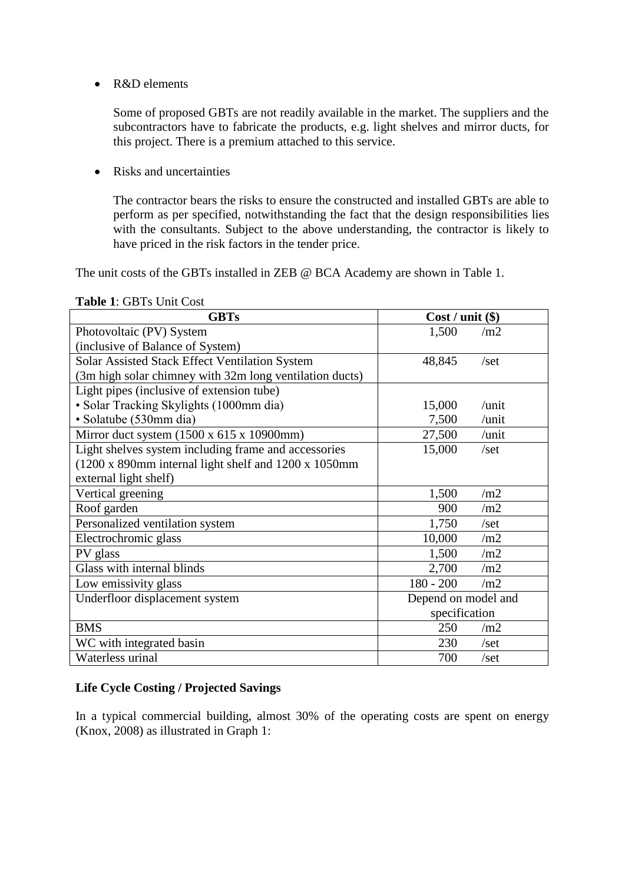- R&D elements

  Some of proposed GBTs are not readily available in the market. The suppliers and the subcontractors have to fabricate the products, e.g. light shelves and mirror ducts, for this project. There is a premium attached to this service.

- Risks and uncertainties

  The contractor bears the risks to ensure the constructed and installed GBTs are able to perform as per specified, notwithstanding the fact that the design responsibilities lies with the consultants. Subject to the above understanding, the contractor is likely to have priced in the risk factors in the tender price.

The unit costs of the GBTs installed in ZEB @ BCA Academy are shown in Table 1.

**Table 1**: GBTs Unit Cost

| GBTs | Cost / unit ($) |
|---|---|
| Photovoltaic (PV) System (inclusive of Balance of System) | 1,500 /m2 |
| Solar Assisted Stack Effect Ventilation System (3m high solar chimney with 32m long ventilation ducts) | 48,845 /set |
| Light pipes (inclusive of extension tube) | |
| • Solar Tracking Skylights (1000mm dia) | 15,000 /unit |
| • Solatube (530mm dia) | 7,500 /unit |
| Mirror duct system (1500 x 615 x 10900mm) | 27,500 /unit |
| Light shelves system including frame and accessories (1200 x 890mm internal light shelf and 1200 x 1050mm external light shelf) | 15,000 /set |
| Vertical greening | 1,500 /m2 |
| Roof garden | 900 /m2 |
| Personalized ventilation system | 1,750 /set |
| Electrochromic glass | 10,000 /m2 |
| PV glass | 1,500 /m2 |
| Glass with internal blinds | 2,700 /m2 |
| Low emissivity glass | 180 - 200 /m2 |
| Underfloor displacement system | Depend on model and specification |
| BMS | 250 /m2 |
| WC with integrated basin | 230 /set |
| Waterless urinal | 700 /set |

**Life Cycle Costing / Projected Savings**

In a typical commercial building, almost 30% of the operating costs are spent on energy (Knox, 2008) as illustrated in Graph 1: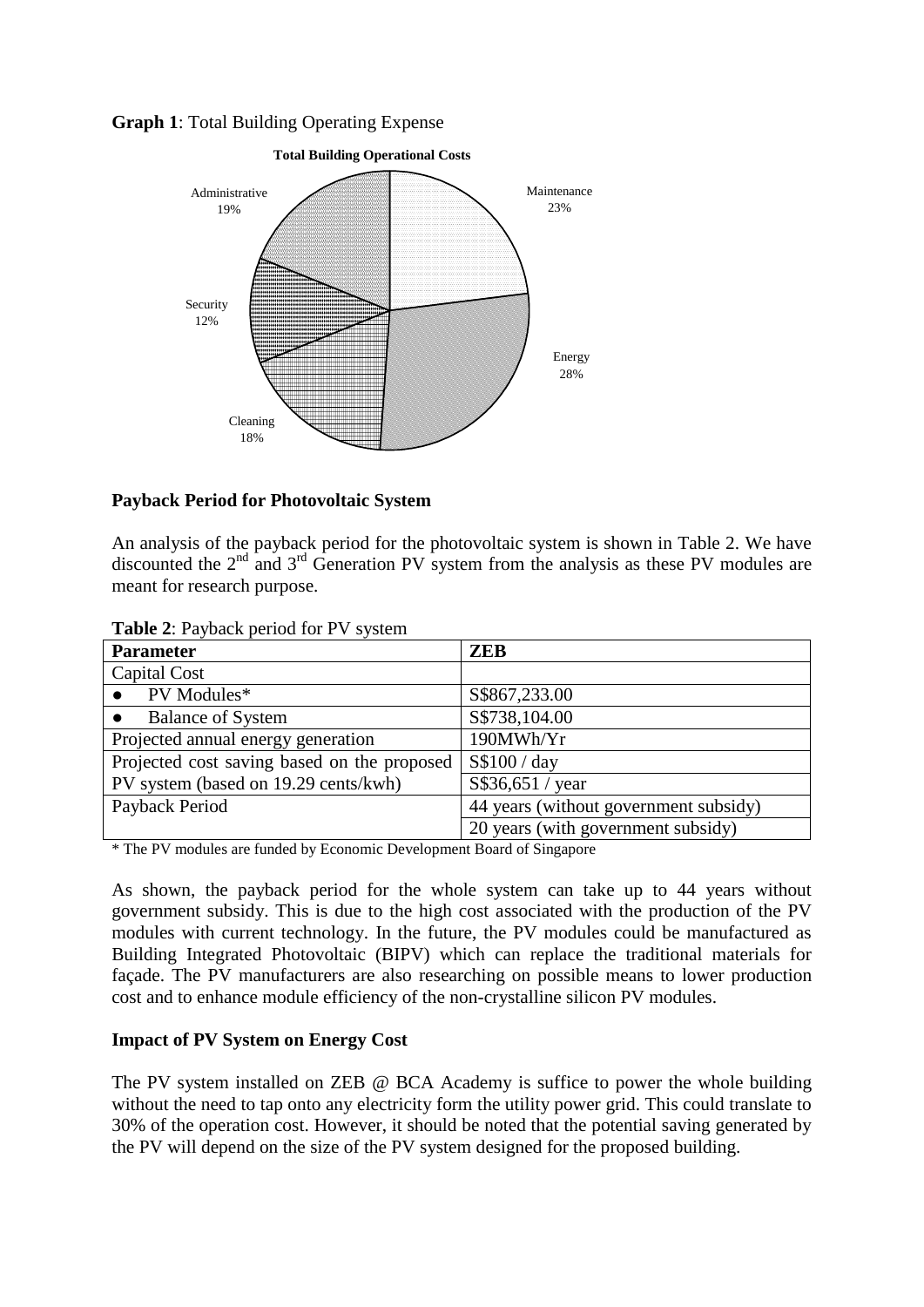**Graph 1**: Total Building Operating Expense

**Total Building Operational Costs**

- Maintenance 23%
- Energy 28%
- Cleaning 18%
- Security 12%
- Administrative 19%

**Payback Period for Photovoltaic System**

An analysis of the payback period for the photovoltaic system is shown in Table 2. We have discounted the 2nd and 3rd Generation PV system from the analysis as these PV modules are meant for research purpose.

**Table 2**: Payback period for PV system

| Parameter | ZEB |
|---|---|
| Capital Cost | |
| ● PV Modules* | S$867,233.00 |
| ● Balance of System | S$738,104.00 |
| Projected annual energy generation | 190MWh/Yr |
| Projected cost saving based on the proposed PV system (based on 19.29 cents/kwh) | S$100 / day |
| | S$36,651 / year |
| Payback Period | 44 years (without government subsidy) |
| | 20 years (with government subsidy) |

\* The PV modules are funded by Economic Development Board of Singapore

As shown, the payback period for the whole system can take up to 44 years without government subsidy. This is due to the high cost associated with the production of the PV modules with current technology. In the future, the PV modules could be manufactured as Building Integrated Photovoltaic (BIPV) which can replace the traditional materials for façade. The PV manufacturers are also researching on possible means to lower production cost and to enhance module efficiency of the non-crystalline silicon PV modules.

**Impact of PV System on Energy Cost**

The PV system installed on ZEB @ BCA Academy is suffice to power the whole building without the need to tap onto any electricity form the utility power grid. This could translate to 30% of the operation cost. However, it should be noted that the potential saving generated by the PV will depend on the size of the PV system designed for the proposed building.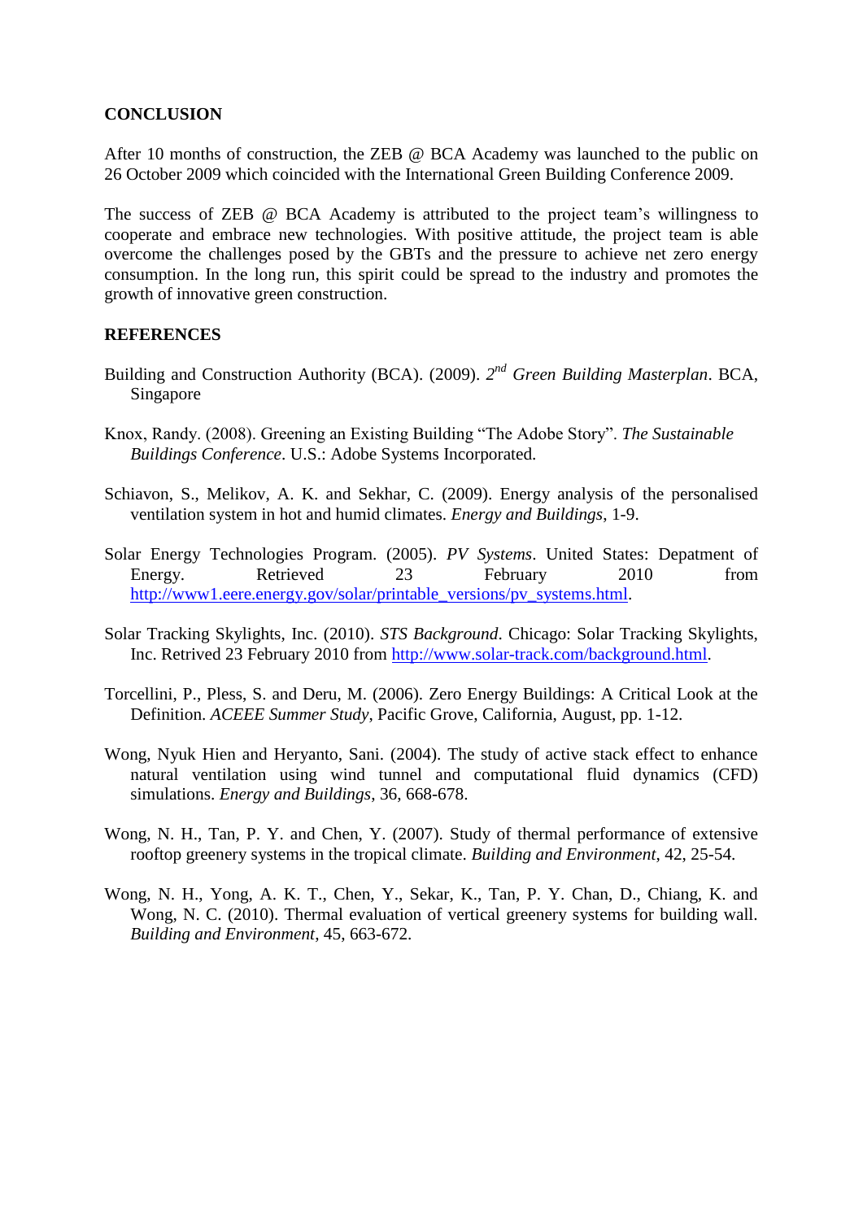## CONCLUSION

After 10 months of construction, the ZEB @ BCA Academy was launched to the public on 26 October 2009 which coincided with the International Green Building Conference 2009.

The success of ZEB @ BCA Academy is attributed to the project team's willingness to cooperate and embrace new technologies. With positive attitude, the project team is able overcome the challenges posed by the GBTs and the pressure to achieve net zero energy consumption. In the long run, this spirit could be spread to the industry and promotes the growth of innovative green construction.

## REFERENCES

Building and Construction Authority (BCA). (2009). *2nd Green Building Masterplan*. BCA, Singapore

Knox, Randy. (2008). Greening an Existing Building "The Adobe Story". *The Sustainable Buildings Conference*. U.S.: Adobe Systems Incorporated.

Schiavon, S., Melikov, A. K. and Sekhar, C. (2009). Energy analysis of the personalised ventilation system in hot and humid climates. *Energy and Buildings*, 1-9.

Solar Energy Technologies Program. (2005). *PV Systems*. United States: Depatment of Energy. Retrieved 23 February 2010 from http://www1.eere.energy.gov/solar/printable_versions/pv_systems.html.

Solar Tracking Skylights, Inc. (2010). *STS Background*. Chicago: Solar Tracking Skylights, Inc. Retrived 23 February 2010 from http://www.solar-track.com/background.html.

Torcellini, P., Pless, S. and Deru, M. (2006). Zero Energy Buildings: A Critical Look at the Definition. *ACEEE Summer Study*, Pacific Grove, California, August, pp. 1-12.

Wong, Nyuk Hien and Heryanto, Sani. (2004). The study of active stack effect to enhance natural ventilation using wind tunnel and computational fluid dynamics (CFD) simulations. *Energy and Buildings*, 36, 668-678.

Wong, N. H., Tan, P. Y. and Chen, Y. (2007). Study of thermal performance of extensive rooftop greenery systems in the tropical climate. *Building and Environment*, 42, 25-54.

Wong, N. H., Yong, A. K. T., Chen, Y., Sekar, K., Tan, P. Y. Chan, D., Chiang, K. and Wong, N. C. (2010). Thermal evaluation of vertical greenery systems for building wall. *Building and Environment*, 45, 663-672.